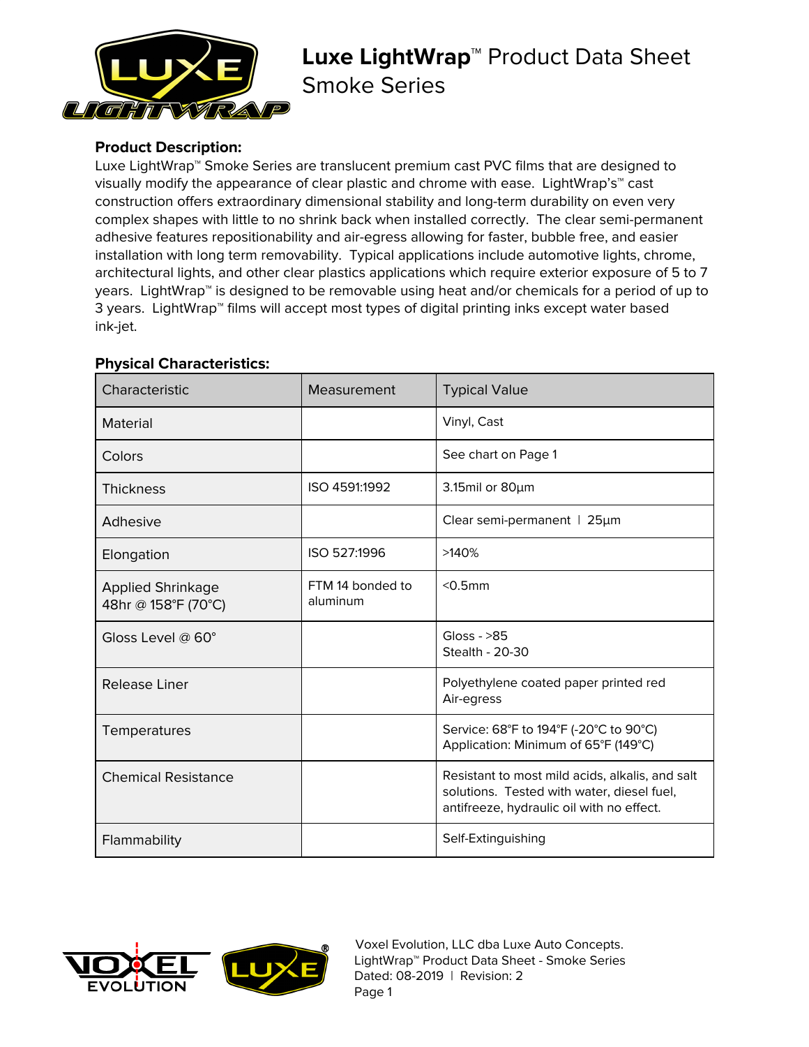# Luxe LightWrap™ Product Data Sheet
## Smoke Series

**Product Description:**

Luxe LightWrap™ Smoke Series are translucent premium cast PVC films that are designed to visually modify the appearance of clear plastic and chrome with ease. LightWrap's™ cast construction offers extraordinary dimensional stability and long-term durability on even very complex shapes with little to no shrink back when installed correctly. The clear semi-permanent adhesive features repositionability and air-egress allowing for faster, bubble free, and easier installation with long term removability. Typical applications include automotive lights, chrome, architectural lights, and other clear plastics applications which require exterior exposure of 5 to 7 years. LightWrap™ is designed to be removable using heat and/or chemicals for a period of up to 3 years. LightWrap™ films will accept most types of digital printing inks except water based ink-jet.

**Physical Characteristics:**

| Characteristic | Measurement | Typical Value |
|---|---|---|
| Material | | Vinyl, Cast |
| Colors | | See chart on Page 1 |
| Thickness | ISO 4591:1992 | 3.15mil or 80µm |
| Adhesive | | Clear semi-permanent \| 25µm |
| Elongation | ISO 527:1996 | >140% |
| Applied Shrinkage 48hr @ 158°F (70°C) | FTM 14 bonded to aluminum | <0.5mm |
| Gloss Level @ 60° | | Gloss - >85<br>Stealth - 20-30 |
| Release Liner | | Polyethylene coated paper printed red<br>Air-egress |
| Temperatures | | Service: 68°F to 194°F (-20°C to 90°C)<br>Application: Minimum of 65°F (149°C) |
| Chemical Resistance | | Resistant to most mild acids, alkalis, and salt solutions. Tested with water, diesel fuel, antifreeze, hydraulic oil with no effect. |
| Flammability | | Self-Extinguishing |

Voxel Evolution, LLC dba Luxe Auto Concepts.
LightWrap™ Product Data Sheet - Smoke Series
Dated: 08-2019 | Revision: 2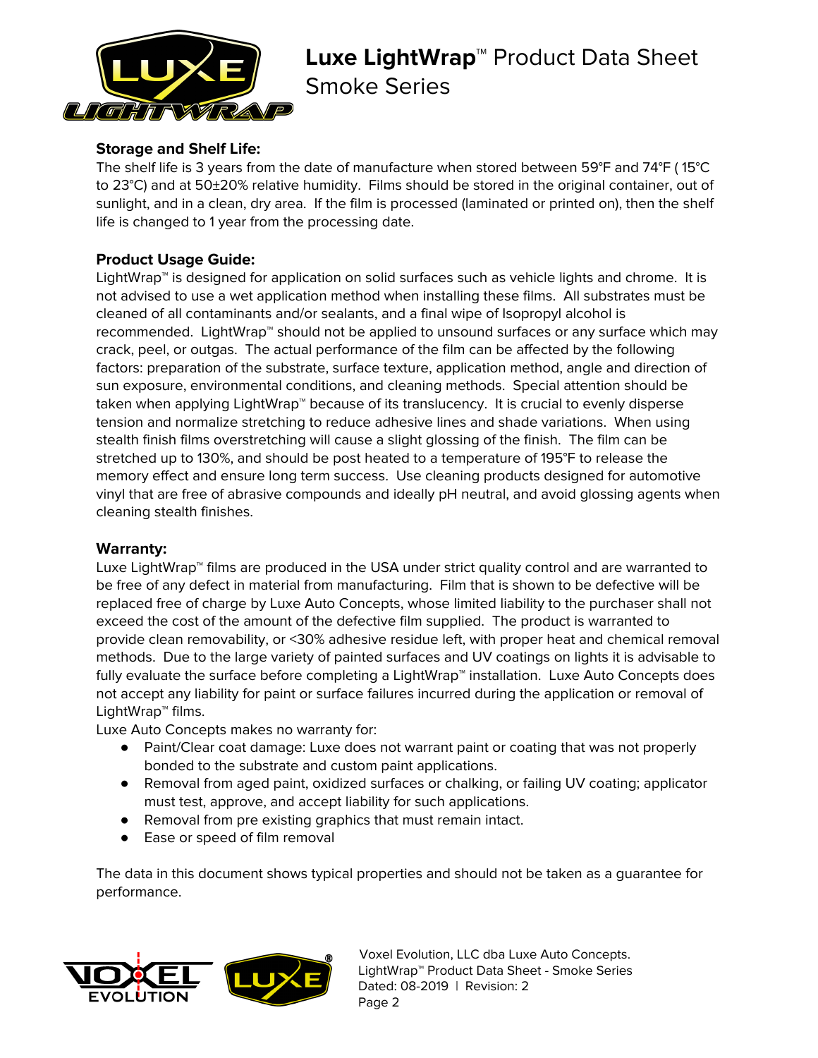**Storage and Shelf Life:**

The shelf life is 3 years from the date of manufacture when stored between 59°F and 74°F ( 15°C to 23°C) and at 50±20% relative humidity. Films should be stored in the original container, out of sunlight, and in a clean, dry area. If the film is processed (laminated or printed on), then the shelf life is changed to 1 year from the processing date.

**Product Usage Guide:**

LightWrap™ is designed for application on solid surfaces such as vehicle lights and chrome. It is not advised to use a wet application method when installing these films. All substrates must be cleaned of all contaminants and/or sealants, and a final wipe of Isopropyl alcohol is recommended. LightWrap™ should not be applied to unsound surfaces or any surface which may crack, peel, or outgas. The actual performance of the film can be affected by the following factors: preparation of the substrate, surface texture, application method, angle and direction of sun exposure, environmental conditions, and cleaning methods. Special attention should be taken when applying LightWrap™ because of its translucency. It is crucial to evenly disperse tension and normalize stretching to reduce adhesive lines and shade variations. When using stealth finish films overstretching will cause a slight glossing of the finish. The film can be stretched up to 130%, and should be post heated to a temperature of 195°F to release the memory effect and ensure long term success. Use cleaning products designed for automotive vinyl that are free of abrasive compounds and ideally pH neutral, and avoid glossing agents when cleaning stealth finishes.

**Warranty:**

Luxe LightWrap™ films are produced in the USA under strict quality control and are warranted to be free of any defect in material from manufacturing. Film that is shown to be defective will be replaced free of charge by Luxe Auto Concepts, whose limited liability to the purchaser shall not exceed the cost of the amount of the defective film supplied. The product is warranted to provide clean removability, or <30% adhesive residue left, with proper heat and chemical removal methods. Due to the large variety of painted surfaces and UV coatings on lights it is advisable to fully evaluate the surface before completing a LightWrap™ installation. Luxe Auto Concepts does not accept any liability for paint or surface failures incurred during the application or removal of LightWrap™ films.

Luxe Auto Concepts makes no warranty for:

- Paint/Clear coat damage: Luxe does not warrant paint or coating that was not properly bonded to the substrate and custom paint applications.
- Removal from aged paint, oxidized surfaces or chalking, or failing UV coating; applicator must test, approve, and accept liability for such applications.
- Removal from pre existing graphics that must remain intact.
- Ease or speed of film removal

The data in this document shows typical properties and should not be taken as a guarantee for performance.

Voxel Evolution, LLC dba Luxe Auto Concepts.
LightWrap™ Product Data Sheet - Smoke Series
Dated: 08-2019 | Revision: 2